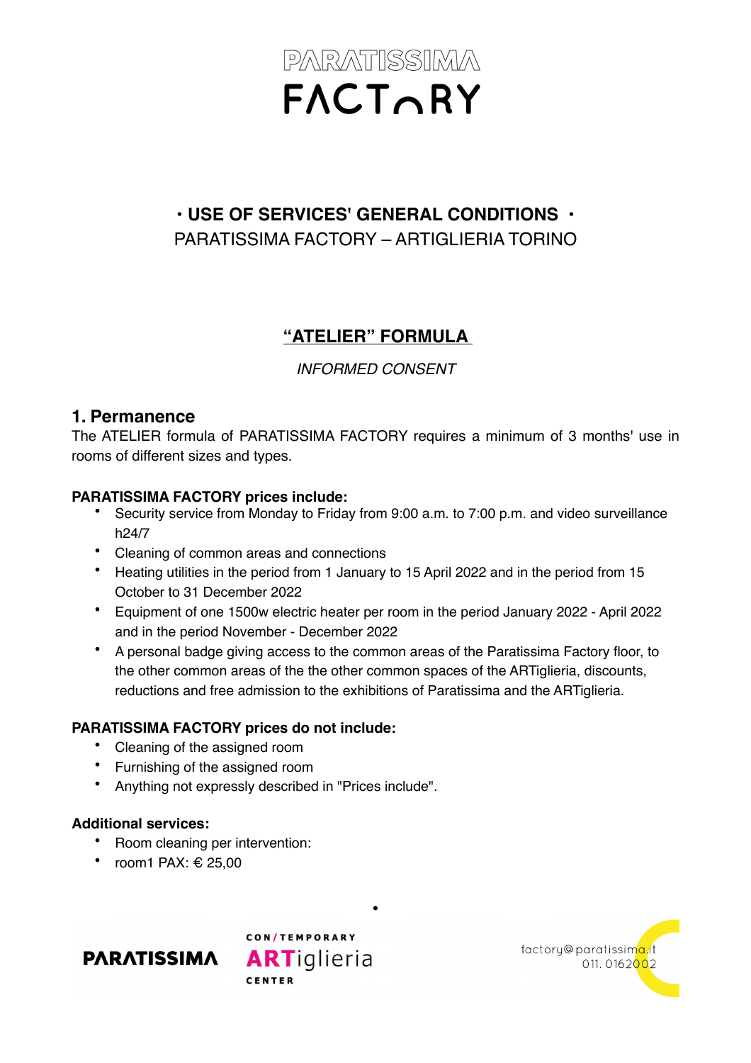# PARATISSIMA FACTORY

## • USE OF SERVICES' GENERAL CONDITIONS •

PARATISSIMA FACTORY – ARTIGLIERIA TORINO

## "ATELIER" FORMULA

*INFORMED CONSENT*

### 1. Permanence

The ATELIER formula of PARATISSIMA FACTORY requires a minimum of 3 months' use in rooms of different sizes and types.

**PARATISSIMA FACTORY prices include:**

- Security service from Monday to Friday from 9:00 a.m. to 7:00 p.m. and video surveillance h24/7
- Cleaning of common areas and connections
- Heating utilities in the period from 1 January to 15 April 2022 and in the period from 15 October to 31 December 2022
- Equipment of one 1500w electric heater per room in the period January 2022 - April 2022 and in the period November - December 2022
- A personal badge giving access to the common areas of the Paratissima Factory floor, to the other common areas of the the other common spaces of the ARTiglieria, discounts, reductions and free admission to the exhibitions of Paratissima and the ARTiglieria.

**PARATISSIMA FACTORY prices do not include:**

- Cleaning of the assigned room
- Furnishing of the assigned room
- Anything not expressly described in "Prices include".

**Additional services:**

- Room cleaning per intervention:
- room1 PAX: € 25,00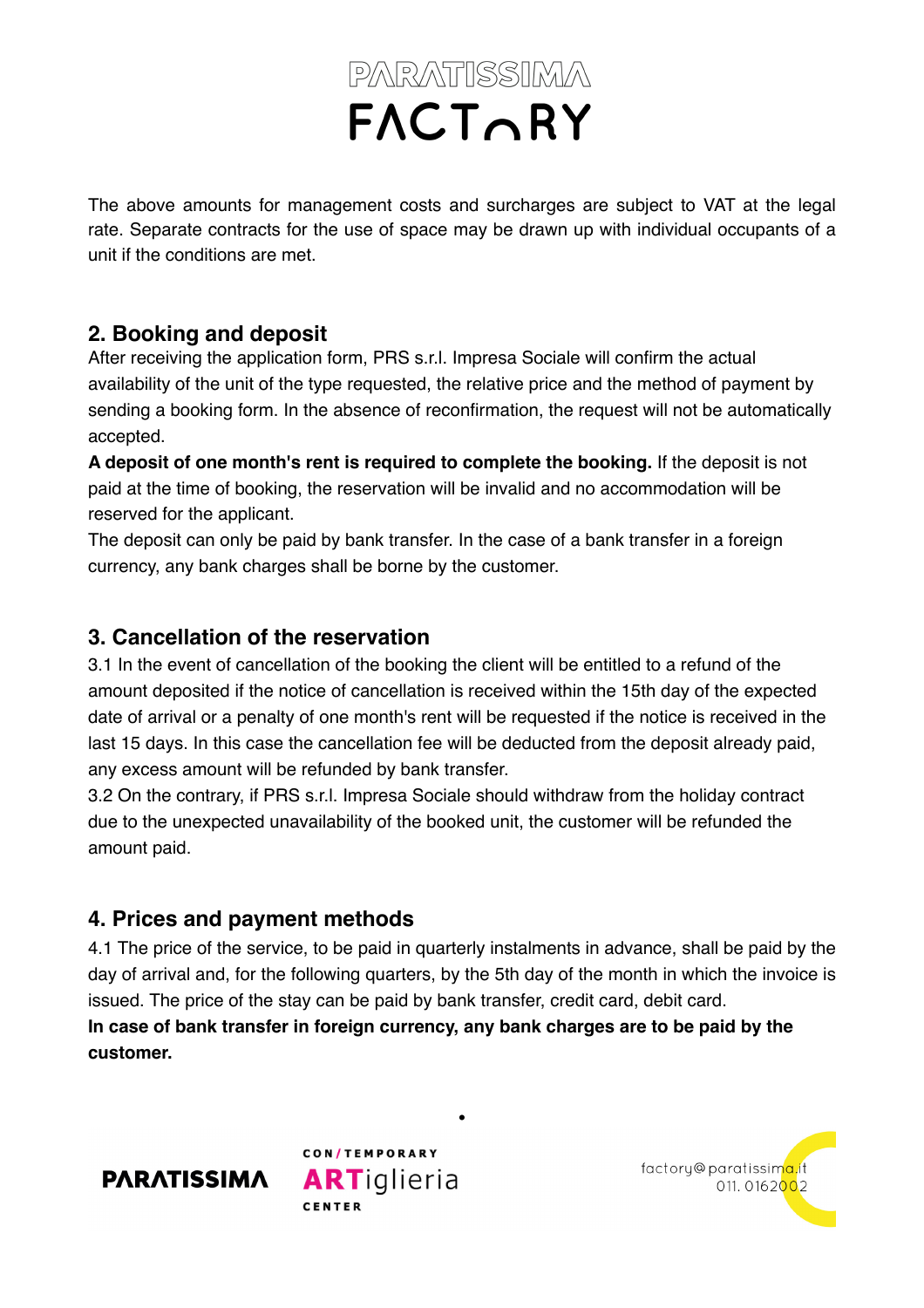The above amounts for management costs and surcharges are subject to VAT at the legal rate. Separate contracts for the use of space may be drawn up with individual occupants of a unit if the conditions are met.

## 2. Booking and deposit

After receiving the application form, PRS s.r.l. Impresa Sociale will confirm the actual availability of the unit of the type requested, the relative price and the method of payment by sending a booking form. In the absence of reconfirmation, the request will not be automatically accepted.

**A deposit of one month's rent is required to complete the booking.** If the deposit is not paid at the time of booking, the reservation will be invalid and no accommodation will be reserved for the applicant.

The deposit can only be paid by bank transfer. In the case of a bank transfer in a foreign currency, any bank charges shall be borne by the customer.

## 3. Cancellation of the reservation

3.1 In the event of cancellation of the booking the client will be entitled to a refund of the amount deposited if the notice of cancellation is received within the 15th day of the expected date of arrival or a penalty of one month's rent will be requested if the notice is received in the last 15 days. In this case the cancellation fee will be deducted from the deposit already paid, any excess amount will be refunded by bank transfer.

3.2 On the contrary, if PRS s.r.l. Impresa Sociale should withdraw from the holiday contract due to the unexpected unavailability of the booked unit, the customer will be refunded the amount paid.

## 4. Prices and payment methods

4.1 The price of the service, to be paid in quarterly instalments in advance, shall be paid by the day of arrival and, for the following quarters, by the 5th day of the month in which the invoice is issued. The price of the stay can be paid by bank transfer, credit card, debit card.

**In case of bank transfer in foreign currency, any bank charges are to be paid by the customer.**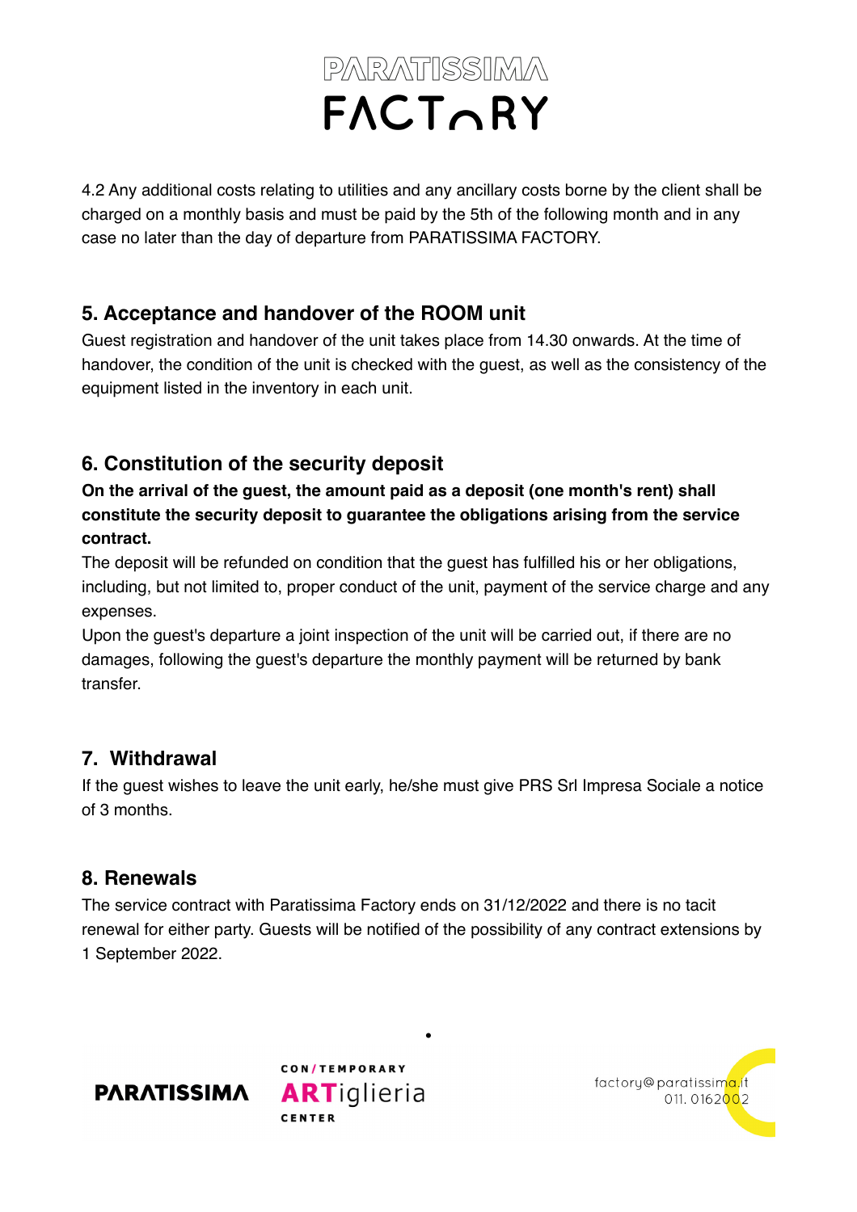4.2 Any additional costs relating to utilities and any ancillary costs borne by the client shall be charged on a monthly basis and must be paid by the 5th of the following month and in any case no later than the day of departure from PARATISSIMA FACTORY.

## 5. Acceptance and handover of the ROOM unit

Guest registration and handover of the unit takes place from 14.30 onwards. At the time of handover, the condition of the unit is checked with the guest, as well as the consistency of the equipment listed in the inventory in each unit.

## 6. Constitution of the security deposit

**On the arrival of the guest, the amount paid as a deposit (one month's rent) shall constitute the security deposit to guarantee the obligations arising from the service contract.**

The deposit will be refunded on condition that the guest has fulfilled his or her obligations, including, but not limited to, proper conduct of the unit, payment of the service charge and any expenses.

Upon the guest's departure a joint inspection of the unit will be carried out, if there are no damages, following the guest's departure the monthly payment will be returned by bank transfer.

## 7. Withdrawal

If the guest wishes to leave the unit early, he/she must give PRS Srl Impresa Sociale a notice of 3 months.

## 8. Renewals

The service contract with Paratissima Factory ends on 31/12/2022 and there is no tacit renewal for either party. Guests will be notified of the possibility of any contract extensions by 1 September 2022.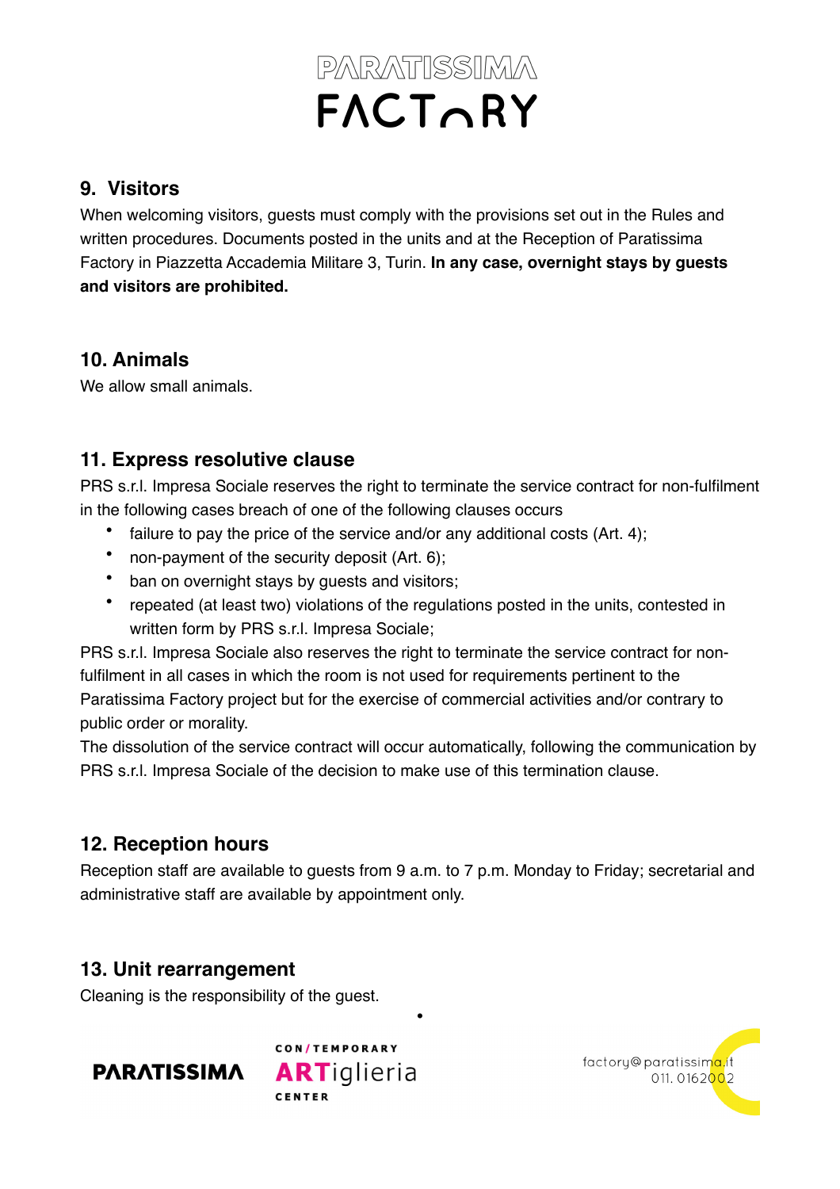## 9. Visitors

When welcoming visitors, guests must comply with the provisions set out in the Rules and written procedures. Documents posted in the units and at the Reception of Paratissima Factory in Piazzetta Accademia Militare 3, Turin. **In any case, overnight stays by guests and visitors are prohibited.**

## 10. Animals

We allow small animals.

## 11. Express resolutive clause

PRS s.r.l. Impresa Sociale reserves the right to terminate the service contract for non-fulfilment in the following cases breach of one of the following clauses occurs

- failure to pay the price of the service and/or any additional costs (Art. 4);
- non-payment of the security deposit (Art. 6);
- ban on overnight stays by guests and visitors;
- repeated (at least two) violations of the regulations posted in the units, contested in written form by PRS s.r.l. Impresa Sociale;

PRS s.r.l. Impresa Sociale also reserves the right to terminate the service contract for non-fulfilment in all cases in which the room is not used for requirements pertinent to the Paratissima Factory project but for the exercise of commercial activities and/or contrary to public order or morality.

The dissolution of the service contract will occur automatically, following the communication by PRS s.r.l. Impresa Sociale of the decision to make use of this termination clause.

## 12. Reception hours

Reception staff are available to guests from 9 a.m. to 7 p.m. Monday to Friday; secretarial and administrative staff are available by appointment only.

## 13. Unit rearrangement

Cleaning is the responsibility of the guest.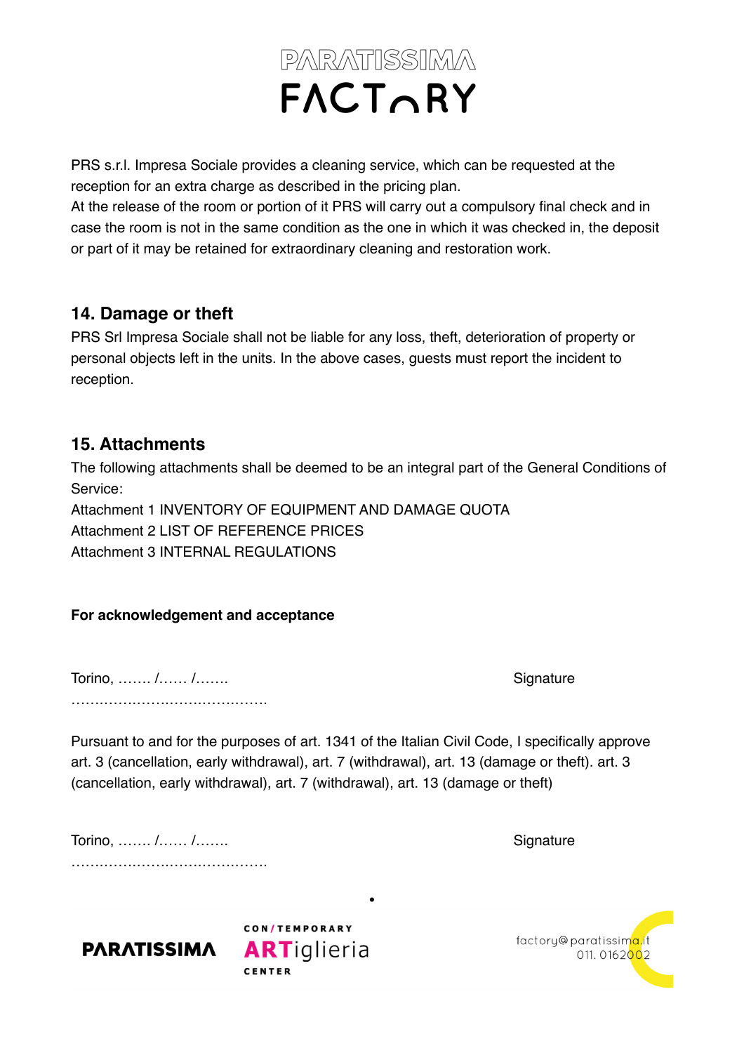PRS s.r.l. Impresa Sociale provides a cleaning service, which can be requested at the reception for an extra charge as described in the pricing plan.
At the release of the room or portion of it PRS will carry out a compulsory final check and in case the room is not in the same condition as the one in which it was checked in, the deposit or part of it may be retained for extraordinary cleaning and restoration work.

## 14. Damage or theft

PRS Srl Impresa Sociale shall not be liable for any loss, theft, deterioration of property or personal objects left in the units. In the above cases, guests must report the incident to reception.

## 15. Attachments

The following attachments shall be deemed to be an integral part of the General Conditions of Service:
Attachment 1 INVENTORY OF EQUIPMENT AND DAMAGE QUOTA
Attachment 2 LIST OF REFERENCE PRICES
Attachment 3 INTERNAL REGULATIONS

**For acknowledgement and acceptance**

Torino, ……. /…… /……. Signature
……………………………………

Pursuant to and for the purposes of art. 1341 of the Italian Civil Code, I specifically approve art. 3 (cancellation, early withdrawal), art. 7 (withdrawal), art. 13 (damage or theft). art. 3 (cancellation, early withdrawal), art. 7 (withdrawal), art. 13 (damage or theft)

Torino, ……. /…… /……. Signature
……………………………………